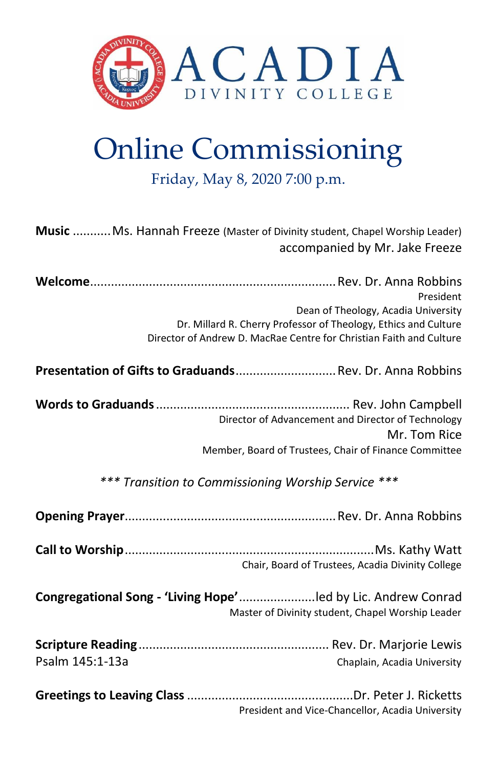# ACADIA DIVINITY COLLEGE

# Online Commissioning

Friday, May 8, 2020 7:00 p.m.

**Music** ........... Ms. Hannah Freeze (Master of Divinity student, Chapel Worship Leader)
accompanied by Mr. Jake Freeze

**Welcome** ........................................................................ Rev. Dr. Anna Robbins
President
Dean of Theology, Acadia University
Dr. Millard R. Cherry Professor of Theology, Ethics and Culture
Director of Andrew D. MacRae Centre for Christian Faith and Culture

**Presentation of Gifts to Graduands** ............................. Rev. Dr. Anna Robbins

**Words to Graduands** ....................................................... Rev. John Campbell
Director of Advancement and Director of Technology
Mr. Tom Rice
Member, Board of Trustees, Chair of Finance Committee

*\*\*\* Transition to Commissioning Worship Service \*\*\**

**Opening Prayer** ............................................................ Rev. Dr. Anna Robbins

**Call to Worship** ....................................................................... Ms. Kathy Watt
Chair, Board of Trustees, Acadia Divinity College

**Congregational Song - 'Living Hope'** ...................... led by Lic. Andrew Conrad
Master of Divinity student, Chapel Worship Leader

**Scripture Reading** ...................................................... Rev. Dr. Marjorie Lewis
Psalm 145:1-13a
Chaplain, Acadia University

**Greetings to Leaving Class** ............................................... Dr. Peter J. Ricketts
President and Vice-Chancellor, Acadia University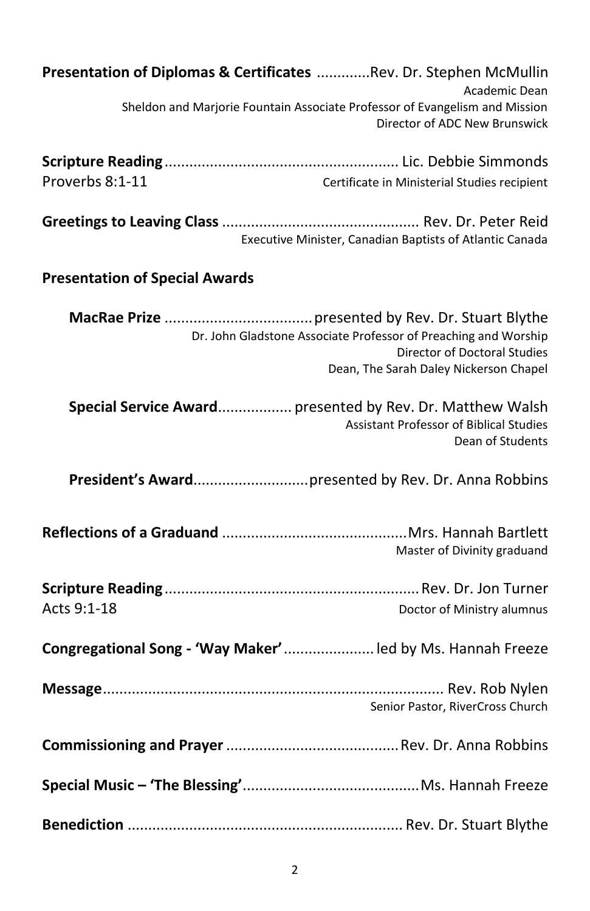**Presentation of Diplomas & Certificates** .............Rev. Dr. Stephen McMullin
Academic Dean
Sheldon and Marjorie Fountain Associate Professor of Evangelism and Mission
Director of ADC New Brunswick

**Scripture Reading**........................................................ Lic. Debbie Simmonds
Proverbs 8:1-11 — Certificate in Ministerial Studies recipient

**Greetings to Leaving Class** ............................................... Rev. Dr. Peter Reid
Executive Minister, Canadian Baptists of Atlantic Canada

**Presentation of Special Awards**

**MacRae Prize** ....................................presented by Rev. Dr. Stuart Blythe
Dr. John Gladstone Associate Professor of Preaching and Worship
Director of Doctoral Studies
Dean, The Sarah Daley Nickerson Chapel

**Special Service Award**.................. presented by Rev. Dr. Matthew Walsh
Assistant Professor of Biblical Studies
Dean of Students

**President's Award**............................presented by Rev. Dr. Anna Robbins

**Reflections of a Graduand** .............................................Mrs. Hannah Bartlett
Master of Divinity graduand

**Scripture Reading**............................................................Rev. Dr. Jon Turner
Acts 9:1-18 — Doctor of Ministry alumnus

**Congregational Song - 'Way Maker'**...................... led by Ms. Hannah Freeze

**Message**.................................................................................. Rev. Rob Nylen
Senior Pastor, RiverCross Church

**Commissioning and Prayer** ..........................................Rev. Dr. Anna Robbins

**Special Music – 'The Blessing'**..........................................Ms. Hannah Freeze

**Benediction** .................................................................. Rev. Dr. Stuart Blythe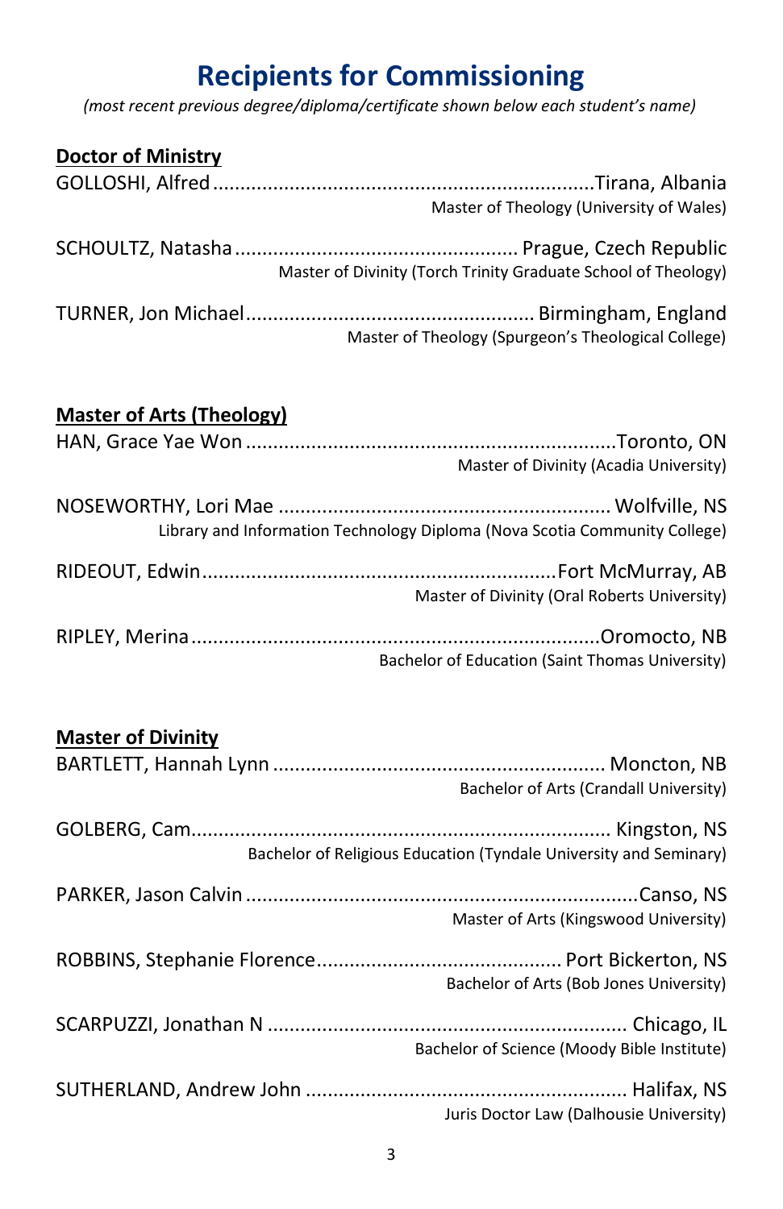# Recipients for Commissioning

*(most recent previous degree/diploma/certificate shown below each student's name)*

## Doctor of Ministry

GOLLOSHI, Alfred ........ Tirana, Albania
Master of Theology (University of Wales)

SCHOULTZ, Natasha ........ Prague, Czech Republic
Master of Divinity (Torch Trinity Graduate School of Theology)

TURNER, Jon Michael ........ Birmingham, England
Master of Theology (Spurgeon's Theological College)

## Master of Arts (Theology)

HAN, Grace Yae Won ........ Toronto, ON
Master of Divinity (Acadia University)

NOSEWORTHY, Lori Mae ........ Wolfville, NS
Library and Information Technology Diploma (Nova Scotia Community College)

RIDEOUT, Edwin ........ Fort McMurray, AB
Master of Divinity (Oral Roberts University)

RIPLEY, Merina ........ Oromocto, NB
Bachelor of Education (Saint Thomas University)

## Master of Divinity

BARTLETT, Hannah Lynn ........ Moncton, NB
Bachelor of Arts (Crandall University)

GOLBERG, Cam ........ Kingston, NS
Bachelor of Religious Education (Tyndale University and Seminary)

PARKER, Jason Calvin ........ Canso, NS
Master of Arts (Kingswood University)

ROBBINS, Stephanie Florence ........ Port Bickerton, NS
Bachelor of Arts (Bob Jones University)

SCARPUZZI, Jonathan N ........ Chicago, IL
Bachelor of Science (Moody Bible Institute)

SUTHERLAND, Andrew John ........ Halifax, NS
Juris Doctor Law (Dalhousie University)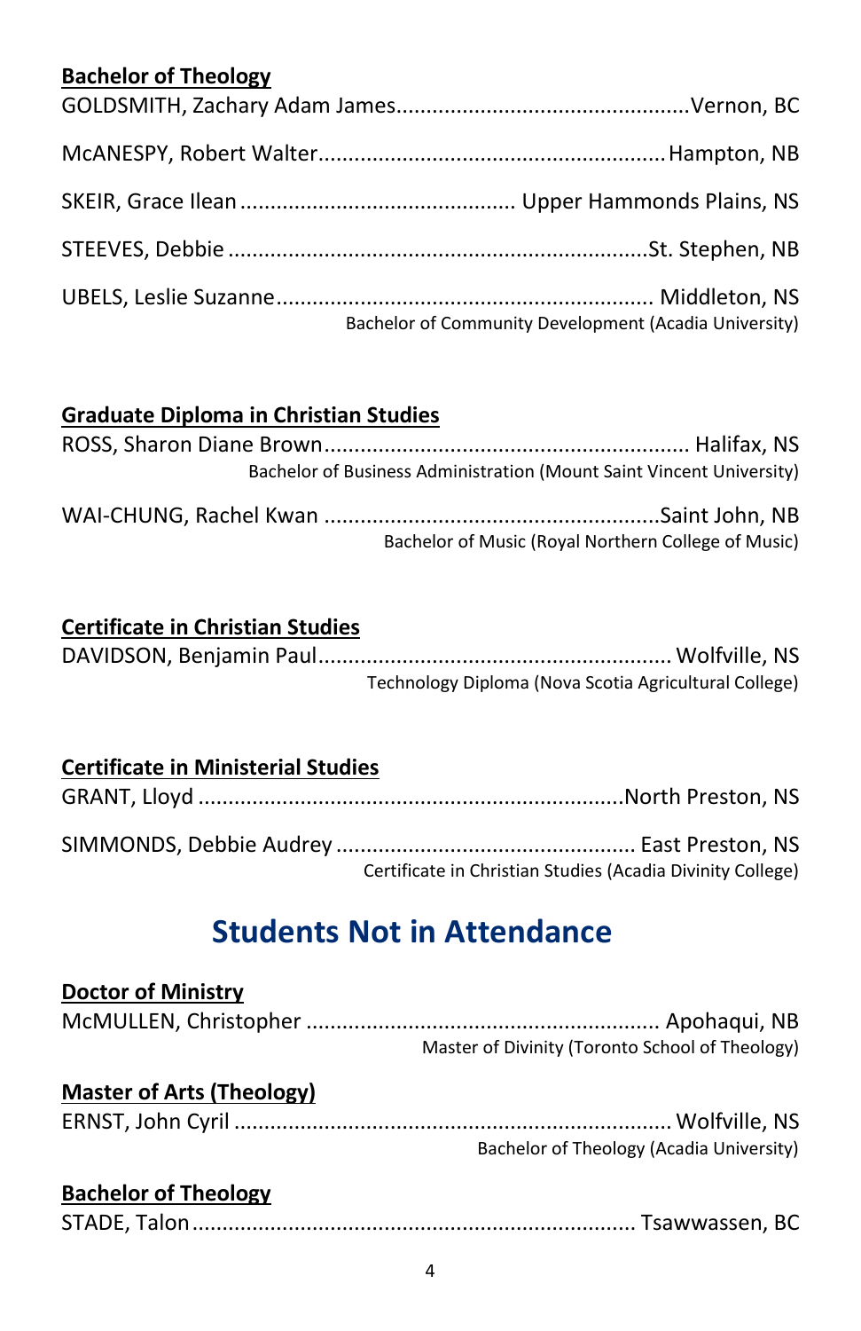**Bachelor of Theology**

GOLDSMITH, Zachary Adam James................................................Vernon, BC

McANESPY, Robert Walter.........................................................Hampton, NB

SKEIR, Grace Ilean ............................................. Upper Hammonds Plains, NS

STEEVES, Debbie .....................................................................St. Stephen, NB

UBELS, Leslie Suzanne.............................................................. Middleton, NS
Bachelor of Community Development (Acadia University)

**Graduate Diploma in Christian Studies**

ROSS, Sharon Diane Brown............................................................ Halifax, NS
Bachelor of Business Administration (Mount Saint Vincent University)

WAI-CHUNG, Rachel Kwan .......................................................Saint John, NB
Bachelor of Music (Royal Northern College of Music)

**Certificate in Christian Studies**

DAVIDSON, Benjamin Paul.......................................................... Wolfville, NS
Technology Diploma (Nova Scotia Agricultural College)

**Certificate in Ministerial Studies**

GRANT, Lloyd .....................................................................North Preston, NS

SIMMONDS, Debbie Audrey ................................................. East Preston, NS
Certificate in Christian Studies (Acadia Divinity College)

## Students Not in Attendance

**Doctor of Ministry**

McMULLEN, Christopher .......................................................... Apohaqui, NB
Master of Divinity (Toronto School of Theology)

**Master of Arts (Theology)**

ERNST, John Cyril ........................................................................ Wolfville, NS
Bachelor of Theology (Acadia University)

**Bachelor of Theology**

STADE, Talon ........................................................................ Tsawwassen, BC